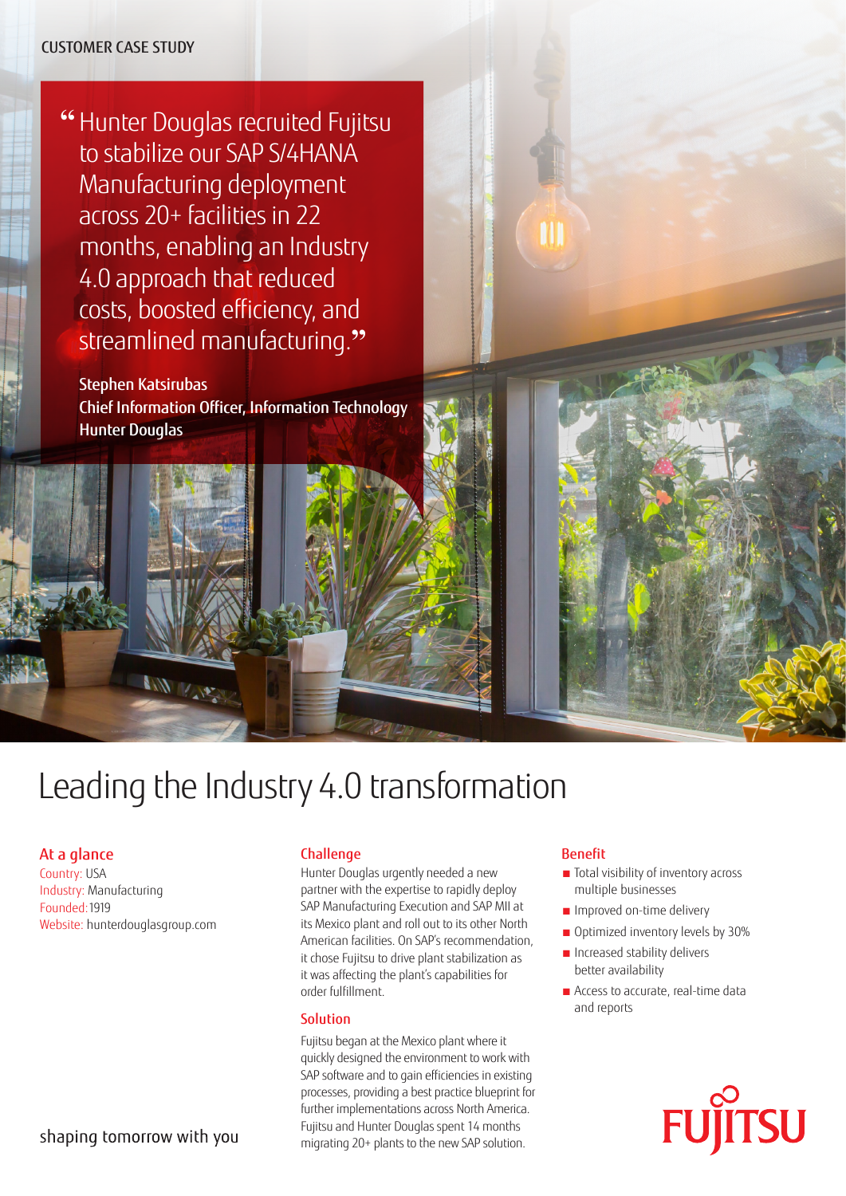CUSTOMER CASE STUDY

> "Hunter Douglas recruited Fujitsu to stabilize our SAP S/4HANA Manufacturing deployment across 20+ facilities in 22 months, enabling an Industry 4.0 approach that reduced costs, boosted efficiency, and streamlined manufacturing."
>
> **Stephen Katsirubas**
> **Chief Information Officer, Information Technology**
> **Hunter Douglas**

# Leading the Industry 4.0 transformation

## At a glance

Country: USA
Industry: Manufacturing
Founded: 1919
Website: hunterdouglasgroup.com

## Challenge

Hunter Douglas urgently needed a new partner with the expertise to rapidly deploy SAP Manufacturing Execution and SAP MII at its Mexico plant and roll out to its other North American facilities. On SAP's recommendation, it chose Fujitsu to drive plant stabilization as it was affecting the plant's capabilities for order fulfillment.

## Solution

Fujitsu began at the Mexico plant where it quickly designed the environment to work with SAP software and to gain efficiencies in existing processes, providing a best practice blueprint for further implementations across North America. Fujitsu and Hunter Douglas spent 14 months migrating 20+ plants to the new SAP solution.

## Benefit

- Total visibility of inventory across multiple businesses
- Improved on-time delivery
- Optimized inventory levels by 30%
- Increased stability delivers better availability
- Access to accurate, real-time data and reports

shaping tomorrow with you

FUJITSU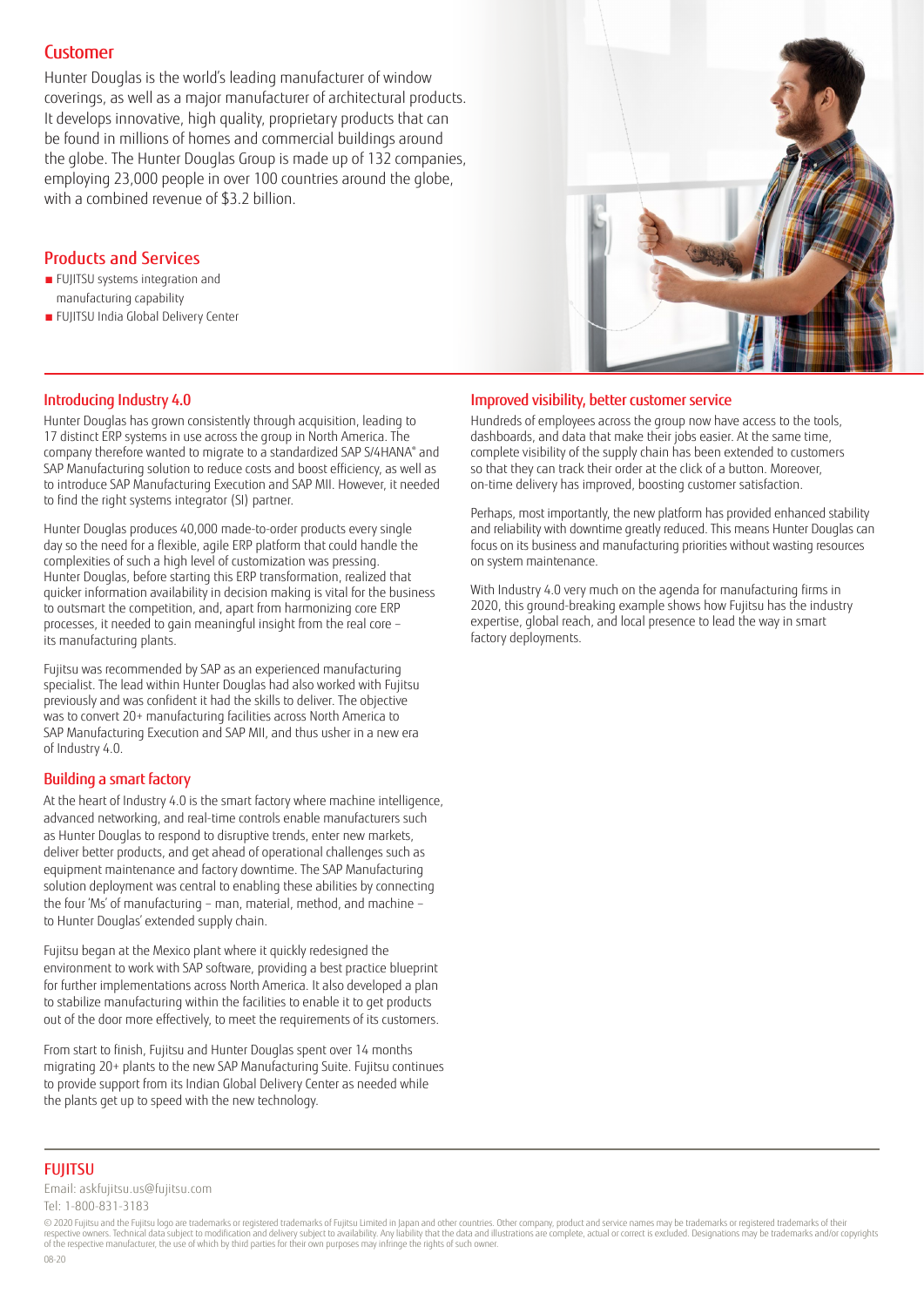## Customer

Hunter Douglas is the world's leading manufacturer of window coverings, as well as a major manufacturer of architectural products. It develops innovative, high quality, proprietary products that can be found in millions of homes and commercial buildings around the globe. The Hunter Douglas Group is made up of 132 companies, employing 23,000 people in over 100 countries around the globe, with a combined revenue of $3.2 billion.

## Products and Services

- FUJITSU systems integration and manufacturing capability
- FUJITSU India Global Delivery Center

### Introducing Industry 4.0

Hunter Douglas has grown consistently through acquisition, leading to 17 distinct ERP systems in use across the group in North America. The company therefore wanted to migrate to a standardized SAP S/4HANA® and SAP Manufacturing solution to reduce costs and boost efficiency, as well as to introduce SAP Manufacturing Execution and SAP MII. However, it needed to find the right systems integrator (SI) partner.

Hunter Douglas produces 40,000 made-to-order products every single day so the need for a flexible, agile ERP platform that could handle the complexities of such a high level of customization was pressing. Hunter Douglas, before starting this ERP transformation, realized that quicker information availability in decision making is vital for the business to outsmart the competition, and, apart from harmonizing core ERP processes, it needed to gain meaningful insight from the real core – its manufacturing plants.

Fujitsu was recommended by SAP as an experienced manufacturing specialist. The lead within Hunter Douglas had also worked with Fujitsu previously and was confident it had the skills to deliver. The objective was to convert 20+ manufacturing facilities across North America to SAP Manufacturing Execution and SAP MII, and thus usher in a new era of Industry 4.0.

### Building a smart factory

At the heart of Industry 4.0 is the smart factory where machine intelligence, advanced networking, and real-time controls enable manufacturers such as Hunter Douglas to respond to disruptive trends, enter new markets, deliver better products, and get ahead of operational challenges such as equipment maintenance and factory downtime. The SAP Manufacturing solution deployment was central to enabling these abilities by connecting the four 'Ms' of manufacturing – man, material, method, and machine – to Hunter Douglas' extended supply chain.

Fujitsu began at the Mexico plant where it quickly redesigned the environment to work with SAP software, providing a best practice blueprint for further implementations across North America. It also developed a plan to stabilize manufacturing within the facilities to enable it to get products out of the door more effectively, to meet the requirements of its customers.

From start to finish, Fujitsu and Hunter Douglas spent over 14 months migrating 20+ plants to the new SAP Manufacturing Suite. Fujitsu continues to provide support from its Indian Global Delivery Center as needed while the plants get up to speed with the new technology.

### Improved visibility, better customer service

Hundreds of employees across the group now have access to the tools, dashboards, and data that make their jobs easier. At the same time, complete visibility of the supply chain has been extended to customers so that they can track their order at the click of a button. Moreover, on-time delivery has improved, boosting customer satisfaction.

Perhaps, most importantly, the new platform has provided enhanced stability and reliability with downtime greatly reduced. This means Hunter Douglas can focus on its business and manufacturing priorities without wasting resources on system maintenance.

With Industry 4.0 very much on the agenda for manufacturing firms in 2020, this ground-breaking example shows how Fujitsu has the industry expertise, global reach, and local presence to lead the way in smart factory deployments.

**FUJITSU**

Email: askfujitsu.us@fujitsu.com
Tel: 1-800-831-3183

© 2020 Fujitsu and the Fujitsu logo are trademarks or registered trademarks of Fujitsu Limited in Japan and other countries. Other company, product and service names may be trademarks or registered trademarks of their respective owners. Technical data subject to modification and delivery subject to availability. Any liability that the data and illustrations are complete, actual or correct is excluded. Designations may be trademarks and/or copyrights of the respective manufacturer, the use of which by third parties for their own purposes may infringe the rights of such owner.

08-20